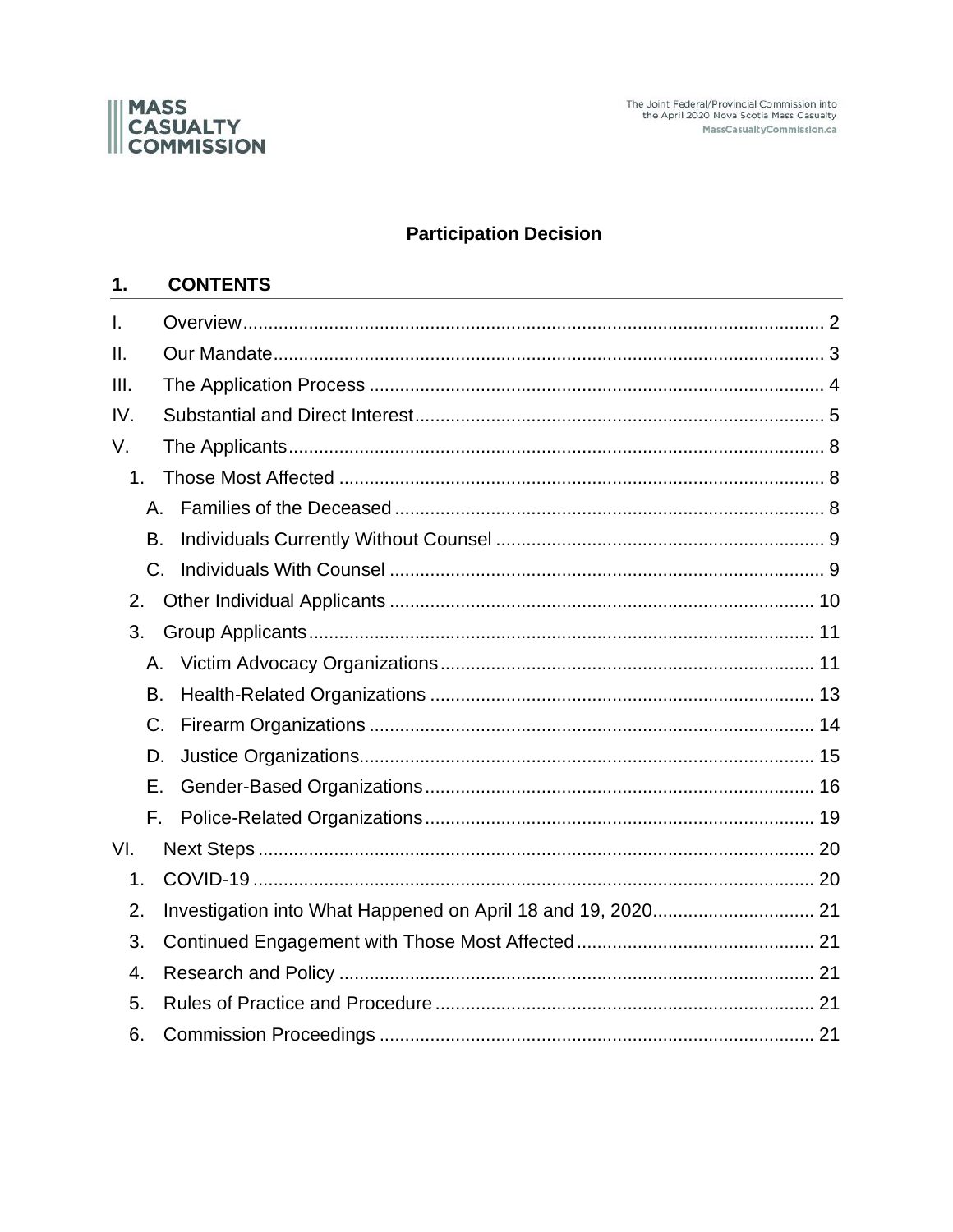# Participation Decision

## 1. CONTENTS

- I. Overview ..... 2
- II. Our Mandate ..... 3
- III. The Application Process ..... 4
- IV. Substantial and Direct Interest ..... 5
- V. The Applicants ..... 8
  - 1. Those Most Affected ..... 8
    - A. Families of the Deceased ..... 8
    - B. Individuals Currently Without Counsel ..... 9
    - C. Individuals With Counsel ..... 9
  - 2. Other Individual Applicants ..... 10
  - 3. Group Applicants ..... 11
    - A. Victim Advocacy Organizations ..... 11
    - B. Health-Related Organizations ..... 13
    - C. Firearm Organizations ..... 14
    - D. Justice Organizations ..... 15
    - E. Gender-Based Organizations ..... 16
    - F. Police-Related Organizations ..... 19
- VI. Next Steps ..... 20
  - 1. COVID-19 ..... 20
  - 2. Investigation into What Happened on April 18 and 19, 2020 ..... 21
  - 3. Continued Engagement with Those Most Affected ..... 21
  - 4. Research and Policy ..... 21
  - 5. Rules of Practice and Procedure ..... 21
  - 6. Commission Proceedings ..... 21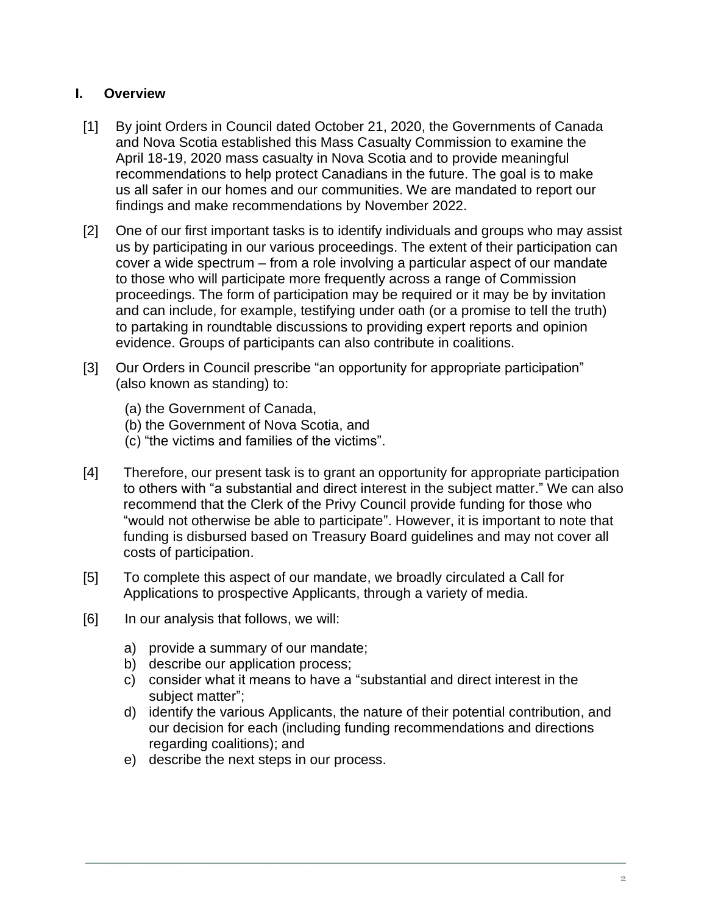## I. Overview

[1] By joint Orders in Council dated October 21, 2020, the Governments of Canada and Nova Scotia established this Mass Casualty Commission to examine the April 18-19, 2020 mass casualty in Nova Scotia and to provide meaningful recommendations to help protect Canadians in the future. The goal is to make us all safer in our homes and our communities. We are mandated to report our findings and make recommendations by November 2022.

[2] One of our first important tasks is to identify individuals and groups who may assist us by participating in our various proceedings. The extent of their participation can cover a wide spectrum – from a role involving a particular aspect of our mandate to those who will participate more frequently across a range of Commission proceedings. The form of participation may be required or it may be by invitation and can include, for example, testifying under oath (or a promise to tell the truth) to partaking in roundtable discussions to providing expert reports and opinion evidence. Groups of participants can also contribute in coalitions.

[3] Our Orders in Council prescribe "an opportunity for appropriate participation" (also known as standing) to:

(a) the Government of Canada,
(b) the Government of Nova Scotia, and
(c) "the victims and families of the victims".

[4] Therefore, our present task is to grant an opportunity for appropriate participation to others with "a substantial and direct interest in the subject matter." We can also recommend that the Clerk of the Privy Council provide funding for those who "would not otherwise be able to participate". However, it is important to note that funding is disbursed based on Treasury Board guidelines and may not cover all costs of participation.

[5] To complete this aspect of our mandate, we broadly circulated a Call for Applications to prospective Applicants, through a variety of media.

[6] In our analysis that follows, we will:

a) provide a summary of our mandate;
b) describe our application process;
c) consider what it means to have a "substantial and direct interest in the subject matter";
d) identify the various Applicants, the nature of their potential contribution, and our decision for each (including funding recommendations and directions regarding coalitions); and
e) describe the next steps in our process.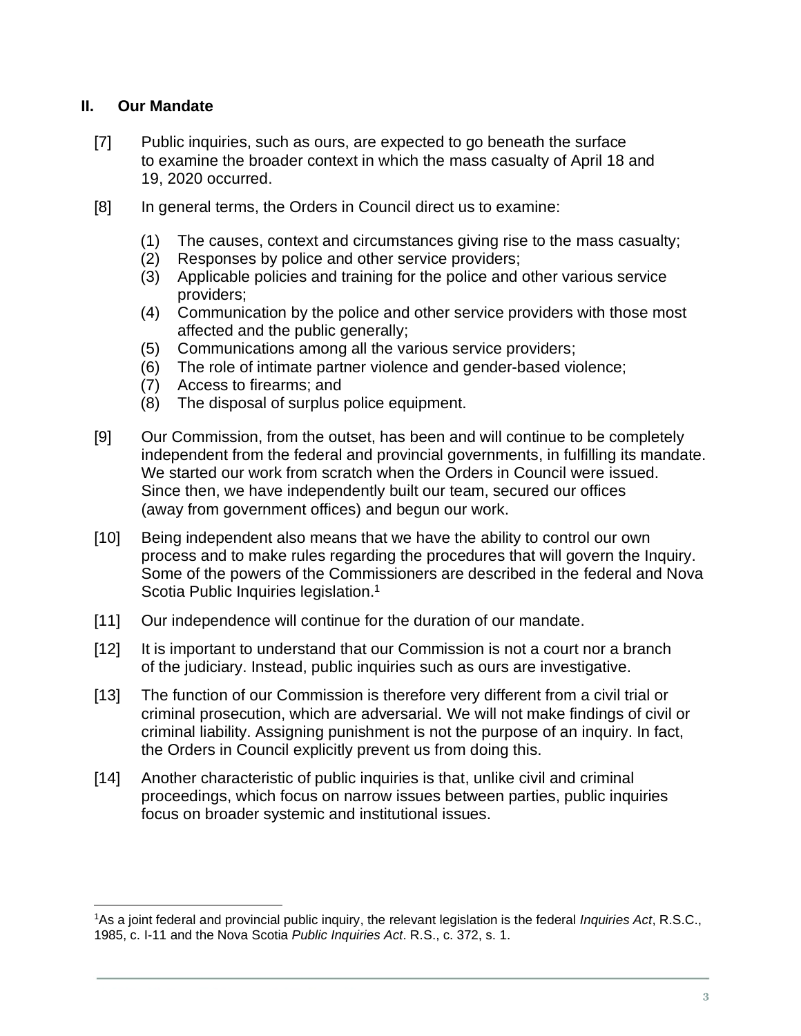## II. Our Mandate

[7] Public inquiries, such as ours, are expected to go beneath the surface to examine the broader context in which the mass casualty of April 18 and 19, 2020 occurred.

[8] In general terms, the Orders in Council direct us to examine:

(1) The causes, context and circumstances giving rise to the mass casualty;
(2) Responses by police and other service providers;
(3) Applicable policies and training for the police and other various service providers;
(4) Communication by the police and other service providers with those most affected and the public generally;
(5) Communications among all the various service providers;
(6) The role of intimate partner violence and gender-based violence;
(7) Access to firearms; and
(8) The disposal of surplus police equipment.

[9] Our Commission, from the outset, has been and will continue to be completely independent from the federal and provincial governments, in fulfilling its mandate. We started our work from scratch when the Orders in Council were issued. Since then, we have independently built our team, secured our offices (away from government offices) and begun our work.

[10] Being independent also means that we have the ability to control our own process and to make rules regarding the procedures that will govern the Inquiry. Some of the powers of the Commissioners are described in the federal and Nova Scotia Public Inquiries legislation.[1]

[11] Our independence will continue for the duration of our mandate.

[12] It is important to understand that our Commission is not a court nor a branch of the judiciary. Instead, public inquiries such as ours are investigative.

[13] The function of our Commission is therefore very different from a civil trial or criminal prosecution, which are adversarial. We will not make findings of civil or criminal liability. Assigning punishment is not the purpose of an inquiry. In fact, the Orders in Council explicitly prevent us from doing this.

[14] Another characteristic of public inquiries is that, unlike civil and criminal proceedings, which focus on narrow issues between parties, public inquiries focus on broader systemic and institutional issues.

---

[1] As a joint federal and provincial public inquiry, the relevant legislation is the federal *Inquiries Act*, R.S.C., 1985, c. I-11 and the Nova Scotia *Public Inquiries Act*. R.S., c. 372, s. 1.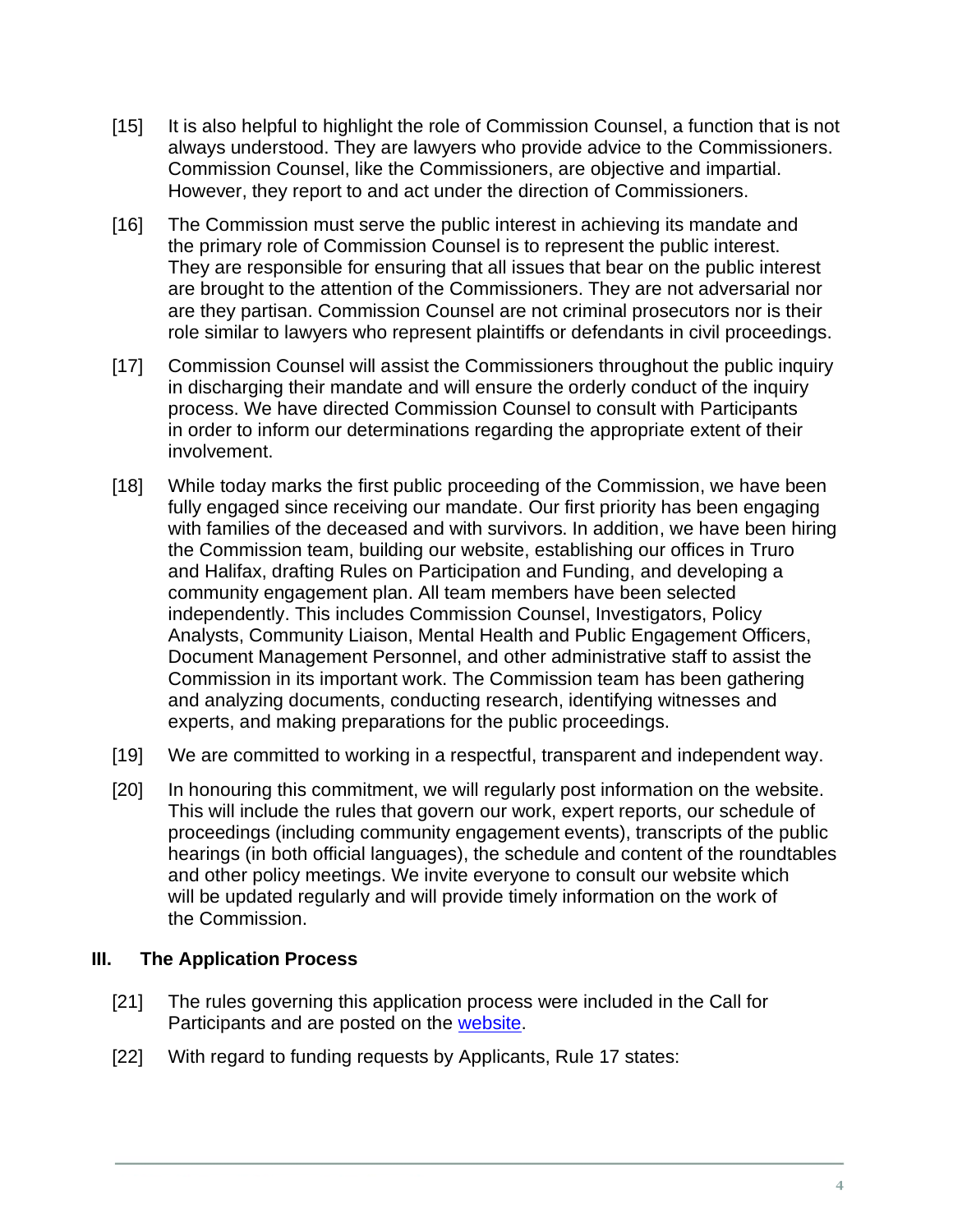[15] It is also helpful to highlight the role of Commission Counsel, a function that is not always understood. They are lawyers who provide advice to the Commissioners. Commission Counsel, like the Commissioners, are objective and impartial. However, they report to and act under the direction of Commissioners.

[16] The Commission must serve the public interest in achieving its mandate and the primary role of Commission Counsel is to represent the public interest. They are responsible for ensuring that all issues that bear on the public interest are brought to the attention of the Commissioners. They are not adversarial nor are they partisan. Commission Counsel are not criminal prosecutors nor is their role similar to lawyers who represent plaintiffs or defendants in civil proceedings.

[17] Commission Counsel will assist the Commissioners throughout the public inquiry in discharging their mandate and will ensure the orderly conduct of the inquiry process. We have directed Commission Counsel to consult with Participants in order to inform our determinations regarding the appropriate extent of their involvement.

[18] While today marks the first public proceeding of the Commission, we have been fully engaged since receiving our mandate. Our first priority has been engaging with families of the deceased and with survivors. In addition, we have been hiring the Commission team, building our website, establishing our offices in Truro and Halifax, drafting Rules on Participation and Funding, and developing a community engagement plan. All team members have been selected independently. This includes Commission Counsel, Investigators, Policy Analysts, Community Liaison, Mental Health and Public Engagement Officers, Document Management Personnel, and other administrative staff to assist the Commission in its important work. The Commission team has been gathering and analyzing documents, conducting research, identifying witnesses and experts, and making preparations for the public proceedings.

[19] We are committed to working in a respectful, transparent and independent way.

[20] In honouring this commitment, we will regularly post information on the website. This will include the rules that govern our work, expert reports, our schedule of proceedings (including community engagement events), transcripts of the public hearings (in both official languages), the schedule and content of the roundtables and other policy meetings. We invite everyone to consult our website which will be updated regularly and will provide timely information on the work of the Commission.

## III. The Application Process

[21] The rules governing this application process were included in the Call for Participants and are posted on the website.

[22] With regard to funding requests by Applicants, Rule 17 states: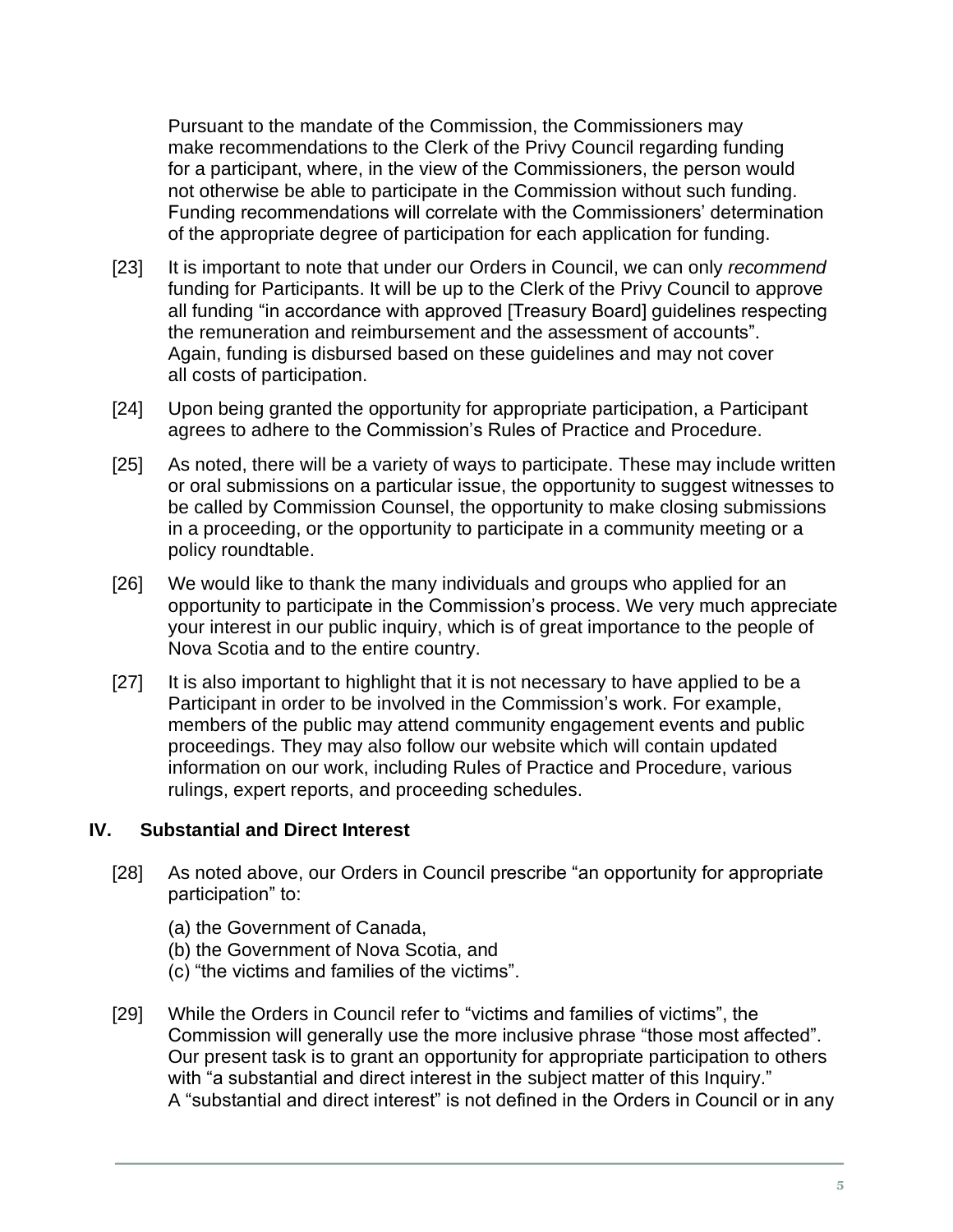Pursuant to the mandate of the Commission, the Commissioners may make recommendations to the Clerk of the Privy Council regarding funding for a participant, where, in the view of the Commissioners, the person would not otherwise be able to participate in the Commission without such funding. Funding recommendations will correlate with the Commissioners' determination of the appropriate degree of participation for each application for funding.

[23] It is important to note that under our Orders in Council, we can only *recommend* funding for Participants. It will be up to the Clerk of the Privy Council to approve all funding "in accordance with approved [Treasury Board] guidelines respecting the remuneration and reimbursement and the assessment of accounts". Again, funding is disbursed based on these guidelines and may not cover all costs of participation.

[24] Upon being granted the opportunity for appropriate participation, a Participant agrees to adhere to the Commission's Rules of Practice and Procedure.

[25] As noted, there will be a variety of ways to participate. These may include written or oral submissions on a particular issue, the opportunity to suggest witnesses to be called by Commission Counsel, the opportunity to make closing submissions in a proceeding, or the opportunity to participate in a community meeting or a policy roundtable.

[26] We would like to thank the many individuals and groups who applied for an opportunity to participate in the Commission's process. We very much appreciate your interest in our public inquiry, which is of great importance to the people of Nova Scotia and to the entire country.

[27] It is also important to highlight that it is not necessary to have applied to be a Participant in order to be involved in the Commission's work. For example, members of the public may attend community engagement events and public proceedings. They may also follow our website which will contain updated information on our work, including Rules of Practice and Procedure, various rulings, expert reports, and proceeding schedules.

## IV. Substantial and Direct Interest

[28] As noted above, our Orders in Council prescribe "an opportunity for appropriate participation" to:

(a) the Government of Canada,
(b) the Government of Nova Scotia, and
(c) "the victims and families of the victims".

[29] While the Orders in Council refer to "victims and families of victims", the Commission will generally use the more inclusive phrase "those most affected". Our present task is to grant an opportunity for appropriate participation to others with "a substantial and direct interest in the subject matter of this Inquiry." A "substantial and direct interest" is not defined in the Orders in Council or in any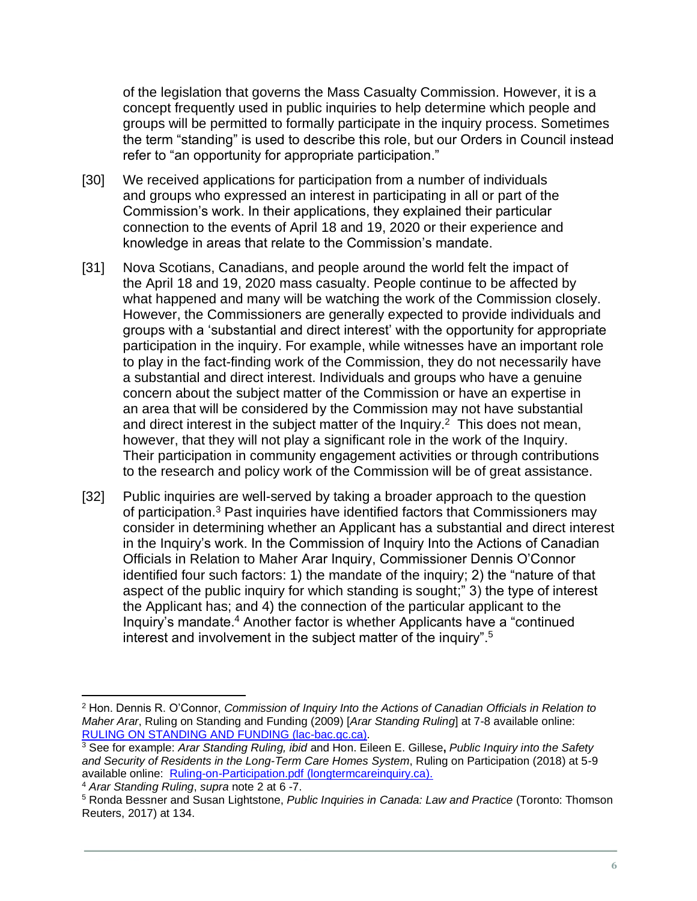of the legislation that governs the Mass Casualty Commission. However, it is a concept frequently used in public inquiries to help determine which people and groups will be permitted to formally participate in the inquiry process. Sometimes the term "standing" is used to describe this role, but our Orders in Council instead refer to "an opportunity for appropriate participation."

[30] We received applications for participation from a number of individuals and groups who expressed an interest in participating in all or part of the Commission's work. In their applications, they explained their particular connection to the events of April 18 and 19, 2020 or their experience and knowledge in areas that relate to the Commission's mandate.

[31] Nova Scotians, Canadians, and people around the world felt the impact of the April 18 and 19, 2020 mass casualty. People continue to be affected by what happened and many will be watching the work of the Commission closely. However, the Commissioners are generally expected to provide individuals and groups with a 'substantial and direct interest' with the opportunity for appropriate participation in the inquiry. For example, while witnesses have an important role to play in the fact-finding work of the Commission, they do not necessarily have a substantial and direct interest. Individuals and groups who have a genuine concern about the subject matter of the Commission or have an expertise in an area that will be considered by the Commission may not have substantial and direct interest in the subject matter of the Inquiry.[2] This does not mean, however, that they will not play a significant role in the work of the Inquiry. Their participation in community engagement activities or through contributions to the research and policy work of the Commission will be of great assistance.

[32] Public inquiries are well-served by taking a broader approach to the question of participation.[3] Past inquiries have identified factors that Commissioners may consider in determining whether an Applicant has a substantial and direct interest in the Inquiry's work. In the Commission of Inquiry Into the Actions of Canadian Officials in Relation to Maher Arar Inquiry, Commissioner Dennis O'Connor identified four such factors: 1) the mandate of the inquiry; 2) the "nature of that aspect of the public inquiry for which standing is sought;" 3) the type of interest the Applicant has; and 4) the connection of the particular applicant to the Inquiry's mandate.[4] Another factor is whether Applicants have a "continued interest and involvement in the subject matter of the inquiry".[5]

---

[2] Hon. Dennis R. O'Connor, *Commission of Inquiry Into the Actions of Canadian Officials in Relation to Maher Arar*, Ruling on Standing and Funding (2009) [*Arar Standing Ruling*] at 7-8 available online: [RULING ON STANDING AND FUNDING (lac-bac.gc.ca)](lac-bac.gc.ca).

[3] See for example: *Arar Standing Ruling, ibid* and Hon. Eileen E. Gillese**,** *Public Inquiry into the Safety and Security of Residents in the Long-Term Care Homes System*, Ruling on Participation (2018) at 5-9 available online: [Ruling-on-Participation.pdf (longtermcareinquiry.ca).](longtermcareinquiry.ca)

[4] *Arar Standing Ruling*, *supra* note 2 at 6 -7.

[5] Ronda Bessner and Susan Lightstone, *Public Inquiries in Canada: Law and Practice* (Toronto: Thomson Reuters, 2017) at 134.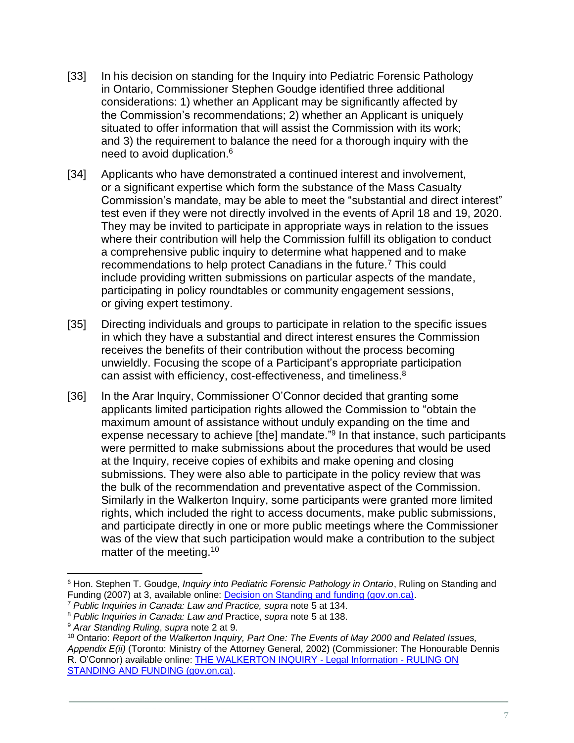[33] In his decision on standing for the Inquiry into Pediatric Forensic Pathology in Ontario, Commissioner Stephen Goudge identified three additional considerations: 1) whether an Applicant may be significantly affected by the Commission's recommendations; 2) whether an Applicant is uniquely situated to offer information that will assist the Commission with its work; and 3) the requirement to balance the need for a thorough inquiry with the need to avoid duplication.[6]

[34] Applicants who have demonstrated a continued interest and involvement, or a significant expertise which form the substance of the Mass Casualty Commission's mandate, may be able to meet the "substantial and direct interest" test even if they were not directly involved in the events of April 18 and 19, 2020. They may be invited to participate in appropriate ways in relation to the issues where their contribution will help the Commission fulfill its obligation to conduct a comprehensive public inquiry to determine what happened and to make recommendations to help protect Canadians in the future.[7] This could include providing written submissions on particular aspects of the mandate, participating in policy roundtables or community engagement sessions, or giving expert testimony.

[35] Directing individuals and groups to participate in relation to the specific issues in which they have a substantial and direct interest ensures the Commission receives the benefits of their contribution without the process becoming unwieldly. Focusing the scope of a Participant's appropriate participation can assist with efficiency, cost-effectiveness, and timeliness.[8]

[36] In the Arar Inquiry, Commissioner O'Connor decided that granting some applicants limited participation rights allowed the Commission to "obtain the maximum amount of assistance without unduly expanding on the time and expense necessary to achieve [the] mandate."[9] In that instance, such participants were permitted to make submissions about the procedures that would be used at the Inquiry, receive copies of exhibits and make opening and closing submissions. They were also able to participate in the policy review that was the bulk of the recommendation and preventative aspect of the Commission. Similarly in the Walkerton Inquiry, some participants were granted more limited rights, which included the right to access documents, make public submissions, and participate directly in one or more public meetings where the Commissioner was of the view that such participation would make a contribution to the subject matter of the meeting.[10]

---

[6] Hon. Stephen T. Goudge, *Inquiry into Pediatric Forensic Pathology in Ontario*, Ruling on Standing and Funding (2007) at 3, available online: [Decision on Standing and funding (gov.on.ca)](#).

[7] *Public Inquiries in Canada: Law and Practice, supra* note 5 at 134.

[8] *Public Inquiries in Canada: Law and* Practice, *supra* note 5 at 138.

[9] *Arar Standing Ruling*, *supra* note 2 at 9.

[10] Ontario: *Report of the Walkerton Inquiry, Part One: The Events of May 2000 and Related Issues, Appendix E(ii)* (Toronto: Ministry of the Attorney General, 2002) (Commissioner: The Honourable Dennis R. O'Connor) available online: [THE WALKERTON INQUIRY - Legal Information - RULING ON STANDING AND FUNDING (gov.on.ca)](#).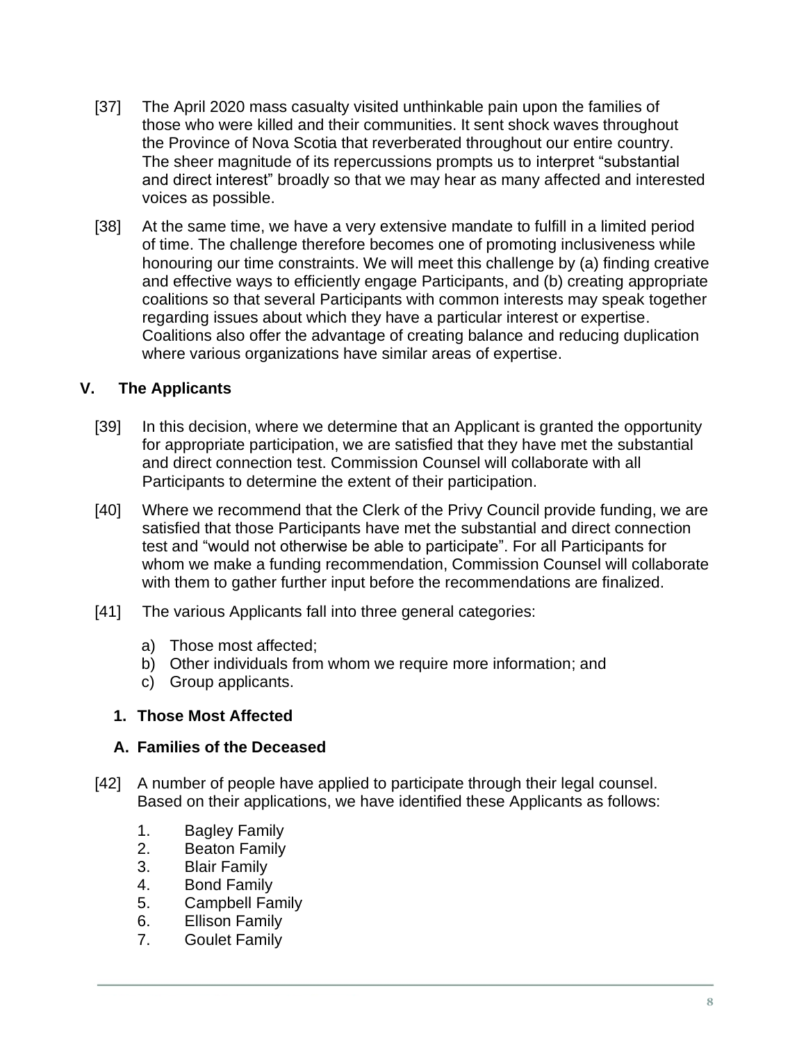[37] The April 2020 mass casualty visited unthinkable pain upon the families of those who were killed and their communities. It sent shock waves throughout the Province of Nova Scotia that reverberated throughout our entire country. The sheer magnitude of its repercussions prompts us to interpret “substantial and direct interest” broadly so that we may hear as many affected and interested voices as possible.

[38] At the same time, we have a very extensive mandate to fulfill in a limited period of time. The challenge therefore becomes one of promoting inclusiveness while honouring our time constraints. We will meet this challenge by (a) finding creative and effective ways to efficiently engage Participants, and (b) creating appropriate coalitions so that several Participants with common interests may speak together regarding issues about which they have a particular interest or expertise. Coalitions also offer the advantage of creating balance and reducing duplication where various organizations have similar areas of expertise.

## V. The Applicants

[39] In this decision, where we determine that an Applicant is granted the opportunity for appropriate participation, we are satisfied that they have met the substantial and direct connection test. Commission Counsel will collaborate with all Participants to determine the extent of their participation.

[40] Where we recommend that the Clerk of the Privy Council provide funding, we are satisfied that those Participants have met the substantial and direct connection test and “would not otherwise be able to participate”. For all Participants for whom we make a funding recommendation, Commission Counsel will collaborate with them to gather further input before the recommendations are finalized.

[41] The various Applicants fall into three general categories:

a) Those most affected;
b) Other individuals from whom we require more information; and
c) Group applicants.

### 1. Those Most Affected

### A. Families of the Deceased

[42] A number of people have applied to participate through their legal counsel. Based on their applications, we have identified these Applicants as follows:

1. Bagley Family
2. Beaton Family
3. Blair Family
4. Bond Family
5. Campbell Family
6. Ellison Family
7. Goulet Family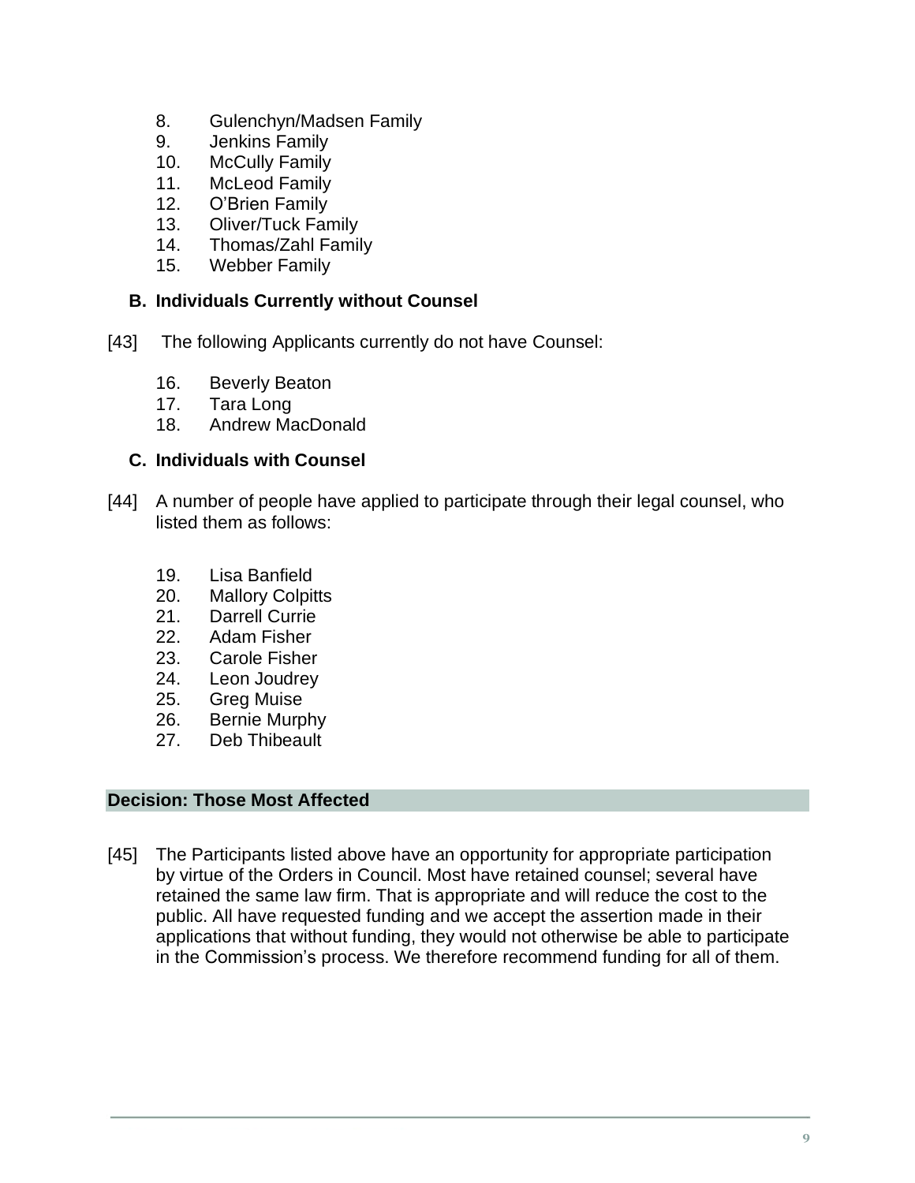8. Gulenchyn/Madsen Family
9. Jenkins Family
10. McCully Family
11. McLeod Family
12. O'Brien Family
13. Oliver/Tuck Family
14. Thomas/Zahl Family
15. Webber Family

### B. Individuals Currently without Counsel

[43] The following Applicants currently do not have Counsel:

16. Beverly Beaton
17. Tara Long
18. Andrew MacDonald

### C. Individuals with Counsel

[44] A number of people have applied to participate through their legal counsel, who listed them as follows:

19. Lisa Banfield
20. Mallory Colpitts
21. Darrell Currie
22. Adam Fisher
23. Carole Fisher
24. Leon Joudrey
25. Greg Muise
26. Bernie Murphy
27. Deb Thibeault

## Decision: Those Most Affected

[45] The Participants listed above have an opportunity for appropriate participation by virtue of the Orders in Council. Most have retained counsel; several have retained the same law firm. That is appropriate and will reduce the cost to the public. All have requested funding and we accept the assertion made in their applications that without funding, they would not otherwise be able to participate in the Commission's process. We therefore recommend funding for all of them.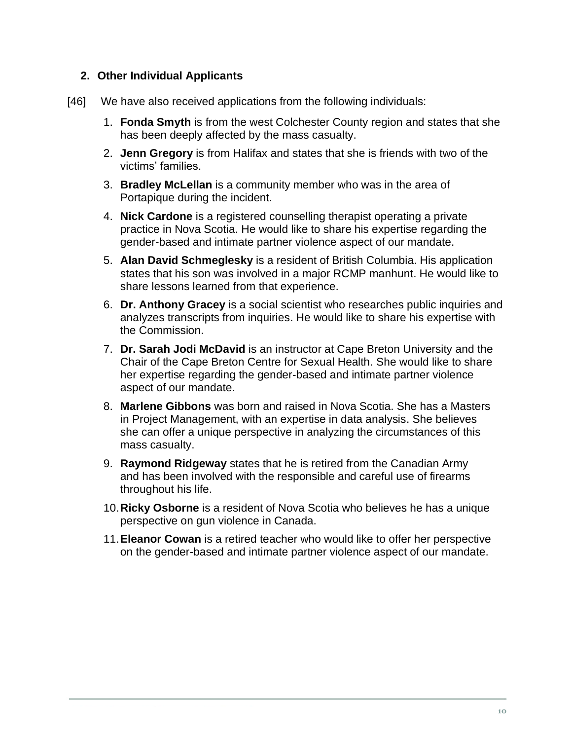### 2. Other Individual Applicants

[46] We have also received applications from the following individuals:

1. **Fonda Smyth** is from the west Colchester County region and states that she has been deeply affected by the mass casualty.
2. **Jenn Gregory** is from Halifax and states that she is friends with two of the victims' families.
3. **Bradley McLellan** is a community member who was in the area of Portapique during the incident.
4. **Nick Cardone** is a registered counselling therapist operating a private practice in Nova Scotia. He would like to share his expertise regarding the gender-based and intimate partner violence aspect of our mandate.
5. **Alan David Schmeglesky** is a resident of British Columbia. His application states that his son was involved in a major RCMP manhunt. He would like to share lessons learned from that experience.
6. **Dr. Anthony Gracey** is a social scientist who researches public inquiries and analyzes transcripts from inquiries. He would like to share his expertise with the Commission.
7. **Dr. Sarah Jodi McDavid** is an instructor at Cape Breton University and the Chair of the Cape Breton Centre for Sexual Health. She would like to share her expertise regarding the gender-based and intimate partner violence aspect of our mandate.
8. **Marlene Gibbons** was born and raised in Nova Scotia. She has a Masters in Project Management, with an expertise in data analysis. She believes she can offer a unique perspective in analyzing the circumstances of this mass casualty.
9. **Raymond Ridgeway** states that he is retired from the Canadian Army and has been involved with the responsible and careful use of firearms throughout his life.
10. **Ricky Osborne** is a resident of Nova Scotia who believes he has a unique perspective on gun violence in Canada.
11. **Eleanor Cowan** is a retired teacher who would like to offer her perspective on the gender-based and intimate partner violence aspect of our mandate.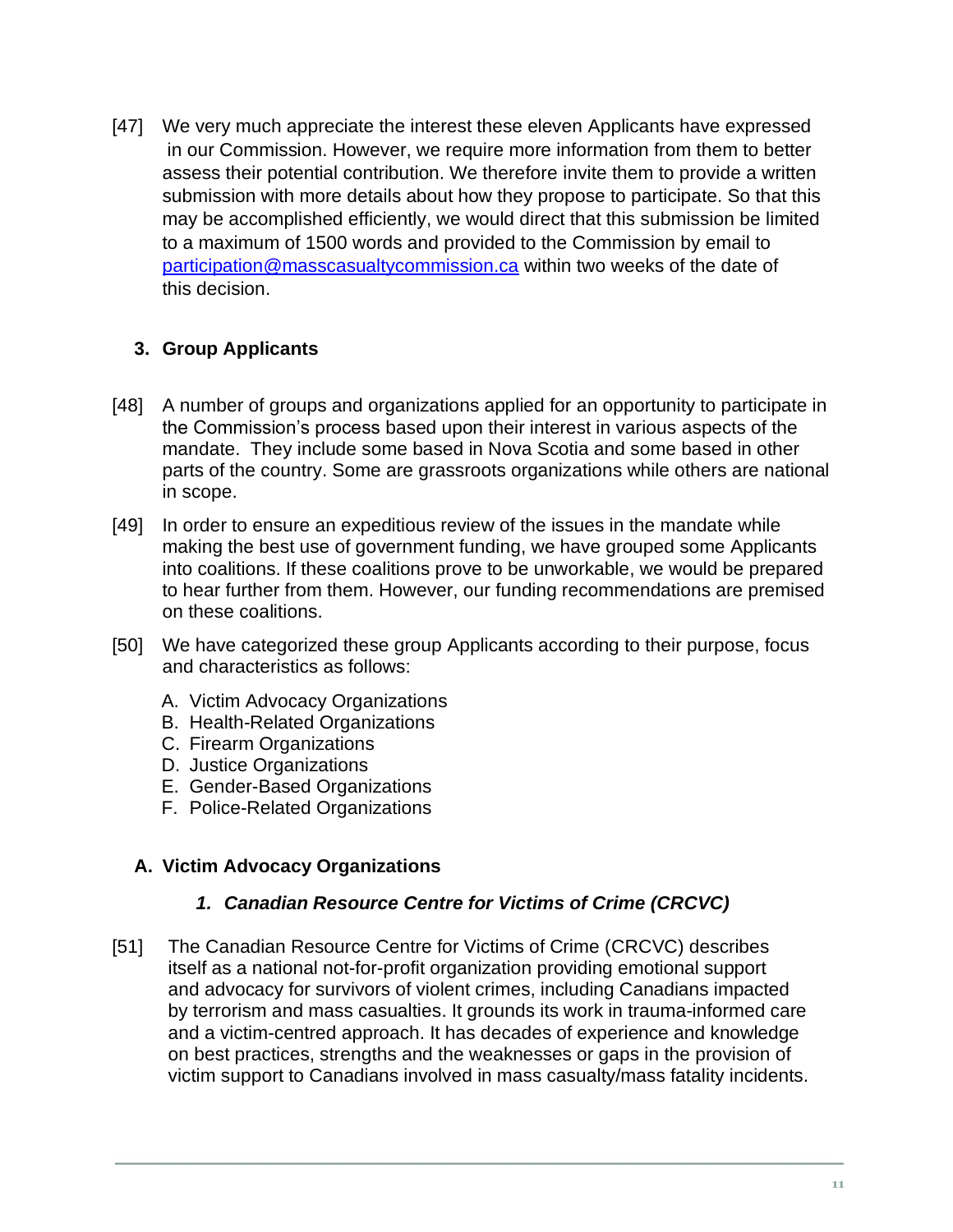[47] We very much appreciate the interest these eleven Applicants have expressed in our Commission. However, we require more information from them to better assess their potential contribution. We therefore invite them to provide a written submission with more details about how they propose to participate. So that this may be accomplished efficiently, we would direct that this submission be limited to a maximum of 1500 words and provided to the Commission by email to participation@masscasualtycommission.ca within two weeks of the date of this decision.

### 3. Group Applicants

[48] A number of groups and organizations applied for an opportunity to participate in the Commission's process based upon their interest in various aspects of the mandate. They include some based in Nova Scotia and some based in other parts of the country. Some are grassroots organizations while others are national in scope.

[49] In order to ensure an expeditious review of the issues in the mandate while making the best use of government funding, we have grouped some Applicants into coalitions. If these coalitions prove to be unworkable, we would be prepared to hear further from them. However, our funding recommendations are premised on these coalitions.

[50] We have categorized these group Applicants according to their purpose, focus and characteristics as follows:

A. Victim Advocacy Organizations
B. Health-Related Organizations
C. Firearm Organizations
D. Justice Organizations
E. Gender-Based Organizations
F. Police-Related Organizations

#### A. Victim Advocacy Organizations

##### *1. Canadian Resource Centre for Victims of Crime (CRCVC)*

[51] The Canadian Resource Centre for Victims of Crime (CRCVC) describes itself as a national not-for-profit organization providing emotional support and advocacy for survivors of violent crimes, including Canadians impacted by terrorism and mass casualties. It grounds its work in trauma-informed care and a victim-centred approach. It has decades of experience and knowledge on best practices, strengths and the weaknesses or gaps in the provision of victim support to Canadians involved in mass casualty/mass fatality incidents.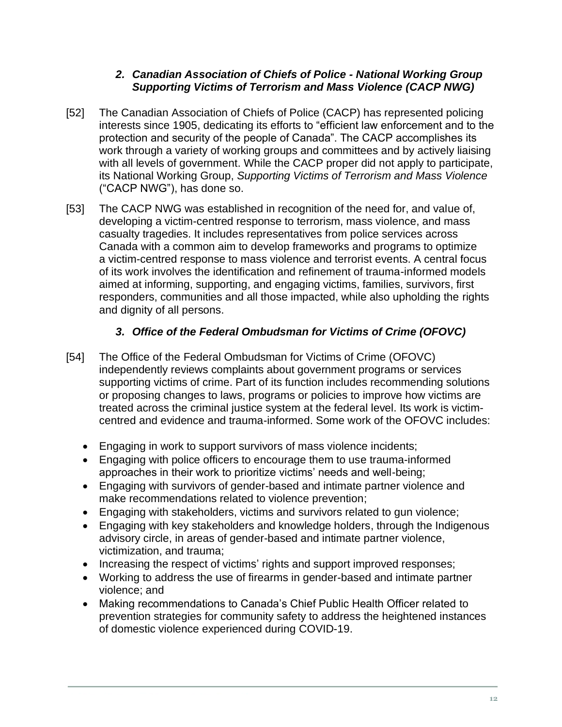### *2. Canadian Association of Chiefs of Police - National Working Group Supporting Victims of Terrorism and Mass Violence (CACP NWG)*

[52] The Canadian Association of Chiefs of Police (CACP) has represented policing interests since 1905, dedicating its efforts to "efficient law enforcement and to the protection and security of the people of Canada". The CACP accomplishes its work through a variety of working groups and committees and by actively liaising with all levels of government. While the CACP proper did not apply to participate, its National Working Group, *Supporting Victims of Terrorism and Mass Violence* ("CACP NWG"), has done so.

[53] The CACP NWG was established in recognition of the need for, and value of, developing a victim-centred response to terrorism, mass violence, and mass casualty tragedies. It includes representatives from police services across Canada with a common aim to develop frameworks and programs to optimize a victim-centred response to mass violence and terrorist events. A central focus of its work involves the identification and refinement of trauma-informed models aimed at informing, supporting, and engaging victims, families, survivors, first responders, communities and all those impacted, while also upholding the rights and dignity of all persons.

### *3. Office of the Federal Ombudsman for Victims of Crime (OFOVC)*

[54] The Office of the Federal Ombudsman for Victims of Crime (OFOVC) independently reviews complaints about government programs or services supporting victims of crime. Part of its function includes recommending solutions or proposing changes to laws, programs or policies to improve how victims are treated across the criminal justice system at the federal level. Its work is victim-centred and evidence and trauma-informed. Some work of the OFOVC includes:

- Engaging in work to support survivors of mass violence incidents;
- Engaging with police officers to encourage them to use trauma-informed approaches in their work to prioritize victims' needs and well-being;
- Engaging with survivors of gender-based and intimate partner violence and make recommendations related to violence prevention;
- Engaging with stakeholders, victims and survivors related to gun violence;
- Engaging with key stakeholders and knowledge holders, through the Indigenous advisory circle, in areas of gender-based and intimate partner violence, victimization, and trauma;
- Increasing the respect of victims' rights and support improved responses;
- Working to address the use of firearms in gender-based and intimate partner violence; and
- Making recommendations to Canada's Chief Public Health Officer related to prevention strategies for community safety to address the heightened instances of domestic violence experienced during COVID-19.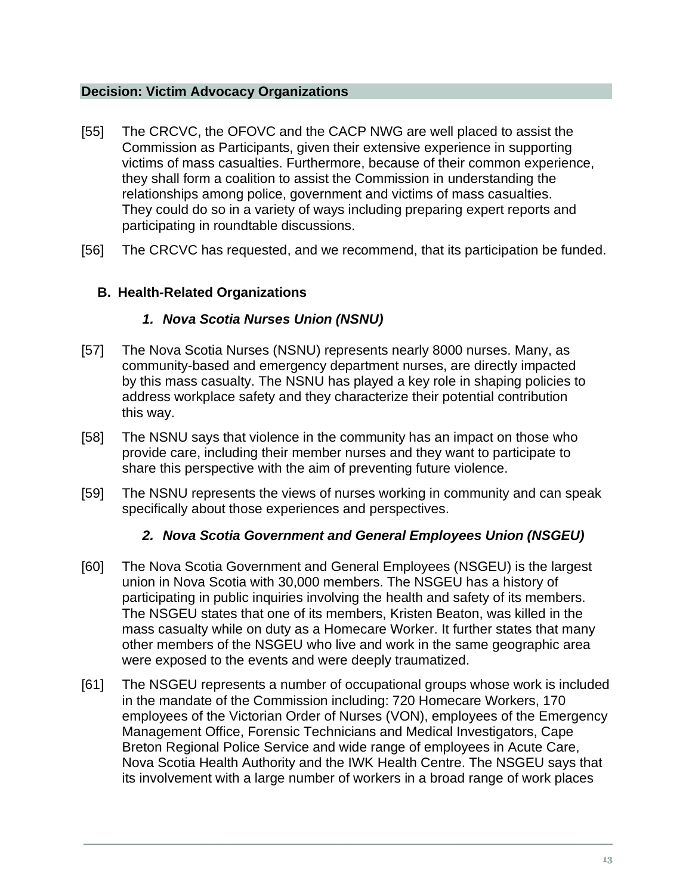**Decision: Victim Advocacy Organizations**

[55] The CRCVC, the OFOVC and the CACP NWG are well placed to assist the Commission as Participants, given their extensive experience in supporting victims of mass casualties. Furthermore, because of their common experience, they shall form a coalition to assist the Commission in understanding the relationships among police, government and victims of mass casualties. They could do so in a variety of ways including preparing expert reports and participating in roundtable discussions.

[56] The CRCVC has requested, and we recommend, that its participation be funded.

## B. Health-Related Organizations

### *1. Nova Scotia Nurses Union (NSNU)*

[57] The Nova Scotia Nurses (NSNU) represents nearly 8000 nurses. Many, as community-based and emergency department nurses, are directly impacted by this mass casualty. The NSNU has played a key role in shaping policies to address workplace safety and they characterize their potential contribution this way.

[58] The NSNU says that violence in the community has an impact on those who provide care, including their member nurses and they want to participate to share this perspective with the aim of preventing future violence.

[59] The NSNU represents the views of nurses working in community and can speak specifically about those experiences and perspectives.

### *2. Nova Scotia Government and General Employees Union (NSGEU)*

[60] The Nova Scotia Government and General Employees (NSGEU) is the largest union in Nova Scotia with 30,000 members. The NSGEU has a history of participating in public inquiries involving the health and safety of its members. The NSGEU states that one of its members, Kristen Beaton, was killed in the mass casualty while on duty as a Homecare Worker. It further states that many other members of the NSGEU who live and work in the same geographic area were exposed to the events and were deeply traumatized.

[61] The NSGEU represents a number of occupational groups whose work is included in the mandate of the Commission including: 720 Homecare Workers, 170 employees of the Victorian Order of Nurses (VON), employees of the Emergency Management Office, Forensic Technicians and Medical Investigators, Cape Breton Regional Police Service and wide range of employees in Acute Care, Nova Scotia Health Authority and the IWK Health Centre. The NSGEU says that its involvement with a large number of workers in a broad range of work places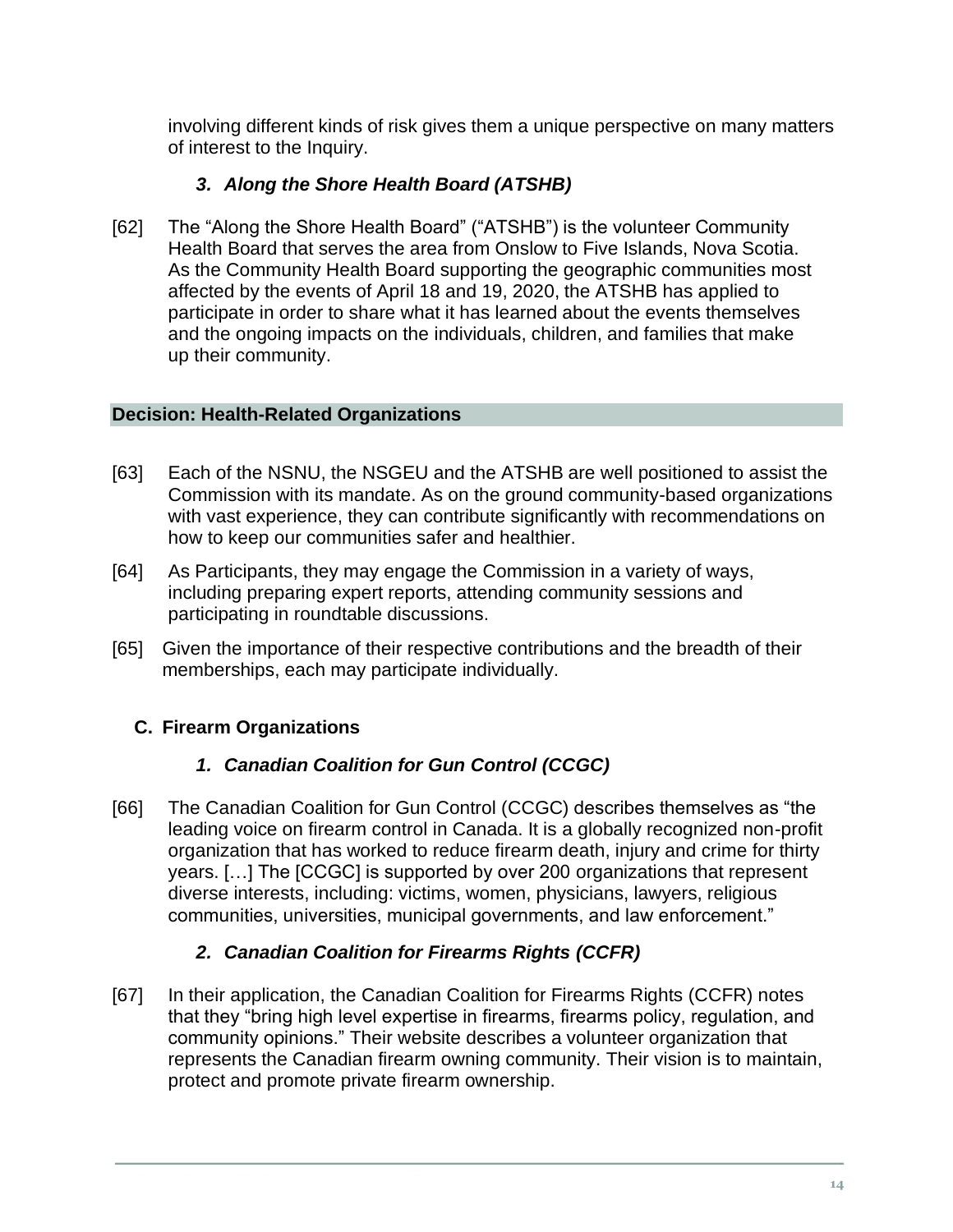involving different kinds of risk gives them a unique perspective on many matters of interest to the Inquiry.

### *3. Along the Shore Health Board (ATSHB)*

[62] The "Along the Shore Health Board" ("ATSHB") is the volunteer Community Health Board that serves the area from Onslow to Five Islands, Nova Scotia. As the Community Health Board supporting the geographic communities most affected by the events of April 18 and 19, 2020, the ATSHB has applied to participate in order to share what it has learned about the events themselves and the ongoing impacts on the individuals, children, and families that make up their community.

## Decision: Health-Related Organizations

[63] Each of the NSNU, the NSGEU and the ATSHB are well positioned to assist the Commission with its mandate. As on the ground community-based organizations with vast experience, they can contribute significantly with recommendations on how to keep our communities safer and healthier.

[64] As Participants, they may engage the Commission in a variety of ways, including preparing expert reports, attending community sessions and participating in roundtable discussions.

[65] Given the importance of their respective contributions and the breadth of their memberships, each may participate individually.

## C. Firearm Organizations

### *1. Canadian Coalition for Gun Control (CCGC)*

[66] The Canadian Coalition for Gun Control (CCGC) describes themselves as "the leading voice on firearm control in Canada. It is a globally recognized non-profit organization that has worked to reduce firearm death, injury and crime for thirty years. […] The [CCGC] is supported by over 200 organizations that represent diverse interests, including: victims, women, physicians, lawyers, religious communities, universities, municipal governments, and law enforcement."

### *2. Canadian Coalition for Firearms Rights (CCFR)*

[67] In their application, the Canadian Coalition for Firearms Rights (CCFR) notes that they "bring high level expertise in firearms, firearms policy, regulation, and community opinions." Their website describes a volunteer organization that represents the Canadian firearm owning community. Their vision is to maintain, protect and promote private firearm ownership.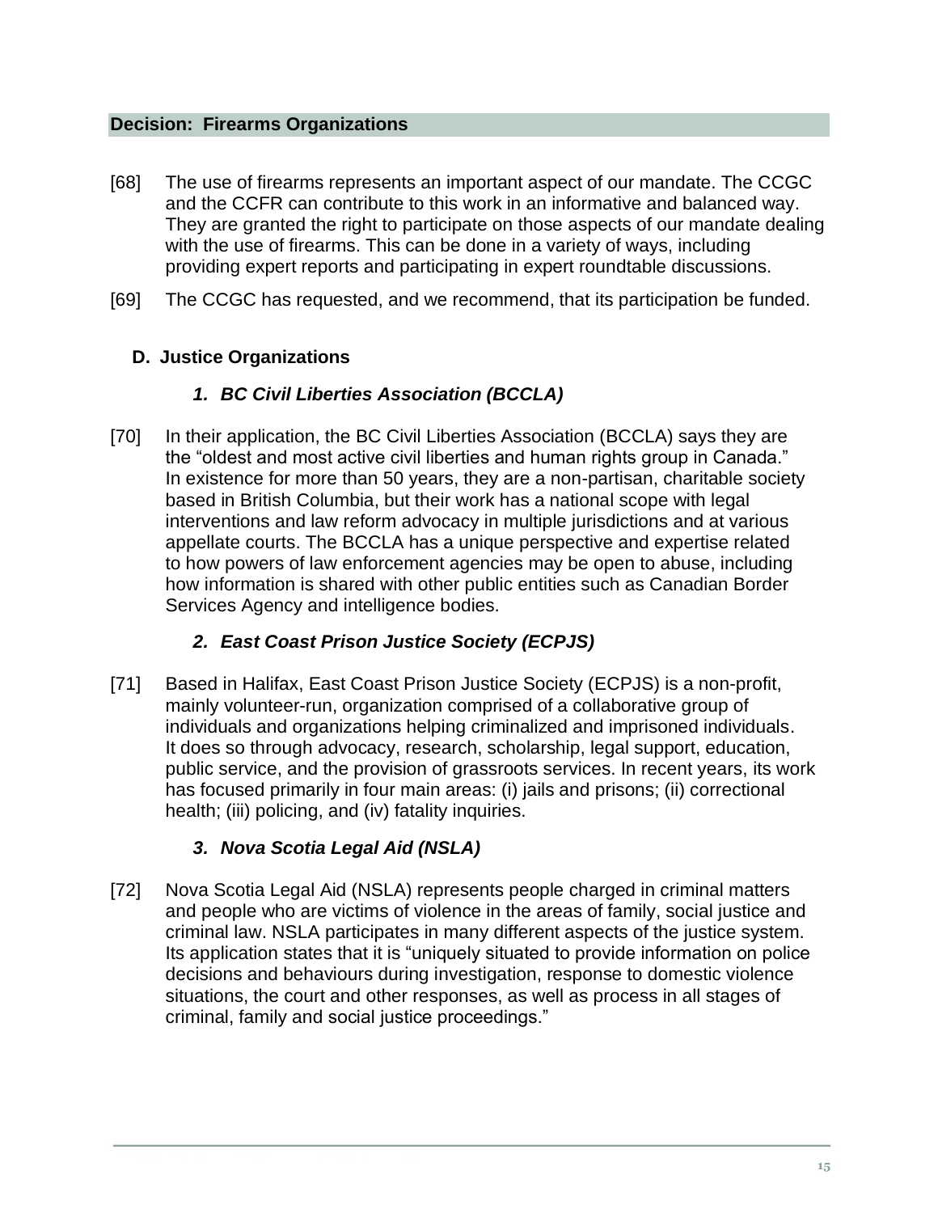**Decision: Firearms Organizations**

[68] The use of firearms represents an important aspect of our mandate. The CCGC and the CCFR can contribute to this work in an informative and balanced way. They are granted the right to participate on those aspects of our mandate dealing with the use of firearms. This can be done in a variety of ways, including providing expert reports and participating in expert roundtable discussions.

[69] The CCGC has requested, and we recommend, that its participation be funded.

## D. Justice Organizations

### *1. BC Civil Liberties Association (BCCLA)*

[70] In their application, the BC Civil Liberties Association (BCCLA) says they are the "oldest and most active civil liberties and human rights group in Canada." In existence for more than 50 years, they are a non-partisan, charitable society based in British Columbia, but their work has a national scope with legal interventions and law reform advocacy in multiple jurisdictions and at various appellate courts. The BCCLA has a unique perspective and expertise related to how powers of law enforcement agencies may be open to abuse, including how information is shared with other public entities such as Canadian Border Services Agency and intelligence bodies.

### *2. East Coast Prison Justice Society (ECPJS)*

[71] Based in Halifax, East Coast Prison Justice Society (ECPJS) is a non-profit, mainly volunteer-run, organization comprised of a collaborative group of individuals and organizations helping criminalized and imprisoned individuals. It does so through advocacy, research, scholarship, legal support, education, public service, and the provision of grassroots services. In recent years, its work has focused primarily in four main areas: (i) jails and prisons; (ii) correctional health; (iii) policing, and (iv) fatality inquiries.

### *3. Nova Scotia Legal Aid (NSLA)*

[72] Nova Scotia Legal Aid (NSLA) represents people charged in criminal matters and people who are victims of violence in the areas of family, social justice and criminal law. NSLA participates in many different aspects of the justice system. Its application states that it is "uniquely situated to provide information on police decisions and behaviours during investigation, response to domestic violence situations, the court and other responses, as well as process in all stages of criminal, family and social justice proceedings."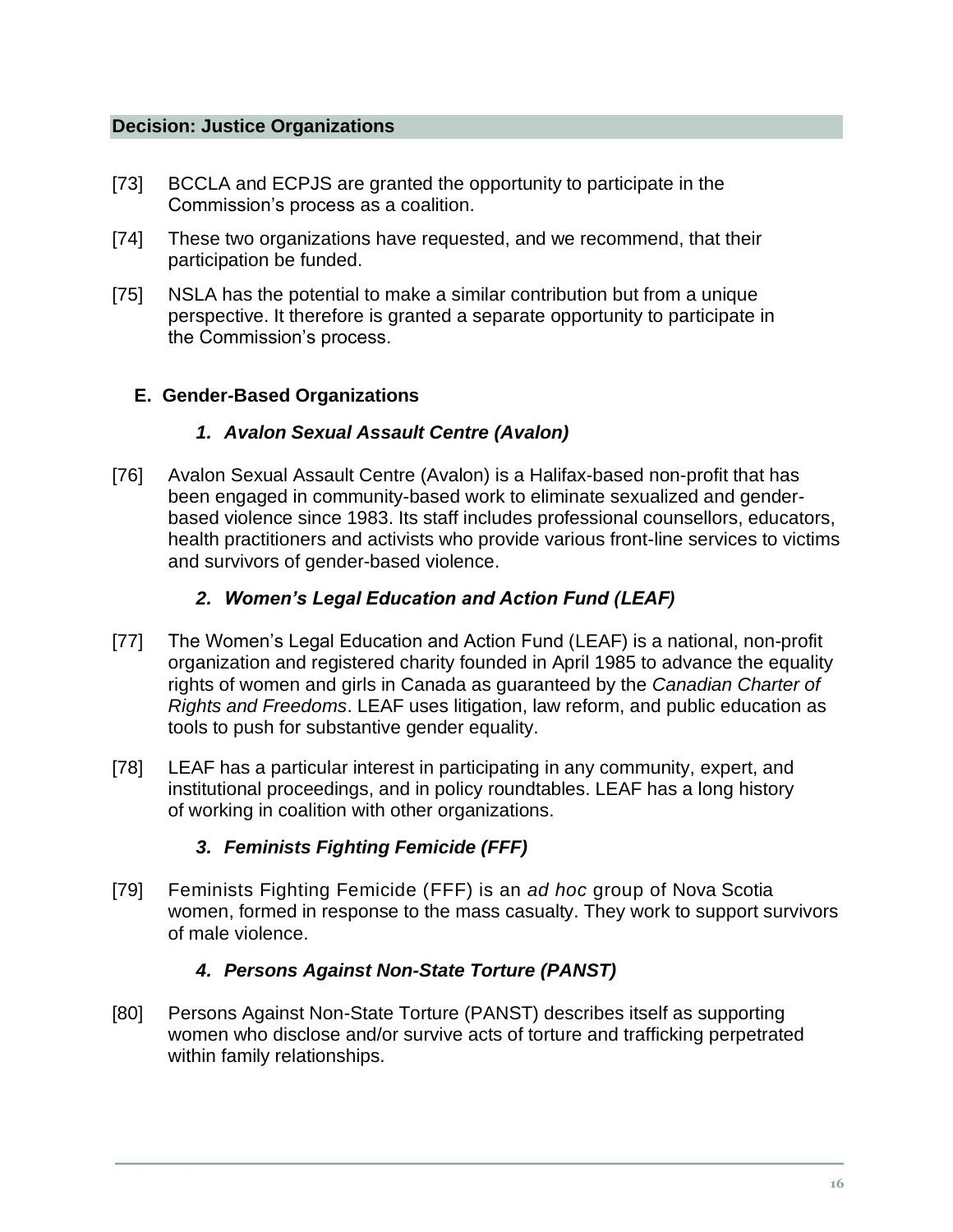### Decision: Justice Organizations

[73] BCCLA and ECPJS are granted the opportunity to participate in the Commission's process as a coalition.

[74] These two organizations have requested, and we recommend, that their participation be funded.

[75] NSLA has the potential to make a similar contribution but from a unique perspective. It therefore is granted a separate opportunity to participate in the Commission's process.

## E. Gender-Based Organizations

### *1. Avalon Sexual Assault Centre (Avalon)*

[76] Avalon Sexual Assault Centre (Avalon) is a Halifax-based non-profit that has been engaged in community-based work to eliminate sexualized and gender-based violence since 1983. Its staff includes professional counsellors, educators, health practitioners and activists who provide various front-line services to victims and survivors of gender-based violence.

### *2. Women's Legal Education and Action Fund (LEAF)*

[77] The Women's Legal Education and Action Fund (LEAF) is a national, non-profit organization and registered charity founded in April 1985 to advance the equality rights of women and girls in Canada as guaranteed by the *Canadian Charter of Rights and Freedoms*. LEAF uses litigation, law reform, and public education as tools to push for substantive gender equality.

[78] LEAF has a particular interest in participating in any community, expert, and institutional proceedings, and in policy roundtables. LEAF has a long history of working in coalition with other organizations.

### *3. Feminists Fighting Femicide (FFF)*

[79] Feminists Fighting Femicide (FFF) is an *ad hoc* group of Nova Scotia women, formed in response to the mass casualty. They work to support survivors of male violence.

### *4. Persons Against Non-State Torture (PANST)*

[80] Persons Against Non-State Torture (PANST) describes itself as supporting women who disclose and/or survive acts of torture and trafficking perpetrated within family relationships.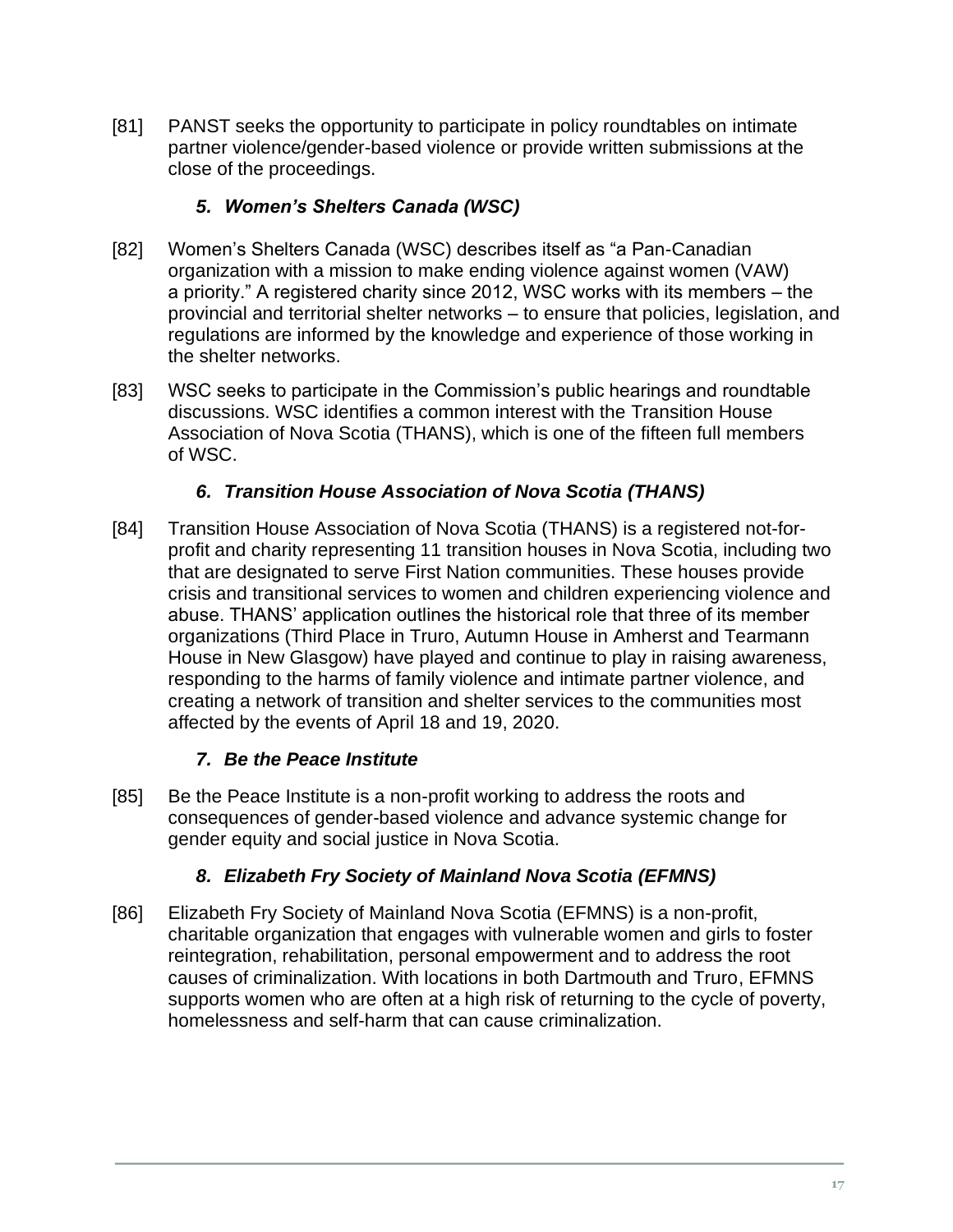[81] PANST seeks the opportunity to participate in policy roundtables on intimate partner violence/gender-based violence or provide written submissions at the close of the proceedings.

### *5. Women's Shelters Canada (WSC)*

[82] Women's Shelters Canada (WSC) describes itself as "a Pan-Canadian organization with a mission to make ending violence against women (VAW) a priority." A registered charity since 2012, WSC works with its members – the provincial and territorial shelter networks – to ensure that policies, legislation, and regulations are informed by the knowledge and experience of those working in the shelter networks.

[83] WSC seeks to participate in the Commission's public hearings and roundtable discussions. WSC identifies a common interest with the Transition House Association of Nova Scotia (THANS), which is one of the fifteen full members of WSC.

### *6. Transition House Association of Nova Scotia (THANS)*

[84] Transition House Association of Nova Scotia (THANS) is a registered not-for-profit and charity representing 11 transition houses in Nova Scotia, including two that are designated to serve First Nation communities. These houses provide crisis and transitional services to women and children experiencing violence and abuse. THANS' application outlines the historical role that three of its member organizations (Third Place in Truro, Autumn House in Amherst and Tearmann House in New Glasgow) have played and continue to play in raising awareness, responding to the harms of family violence and intimate partner violence, and creating a network of transition and shelter services to the communities most affected by the events of April 18 and 19, 2020.

### *7. Be the Peace Institute*

[85] Be the Peace Institute is a non-profit working to address the roots and consequences of gender-based violence and advance systemic change for gender equity and social justice in Nova Scotia.

### *8. Elizabeth Fry Society of Mainland Nova Scotia (EFMNS)*

[86] Elizabeth Fry Society of Mainland Nova Scotia (EFMNS) is a non-profit, charitable organization that engages with vulnerable women and girls to foster reintegration, rehabilitation, personal empowerment and to address the root causes of criminalization. With locations in both Dartmouth and Truro, EFMNS supports women who are often at a high risk of returning to the cycle of poverty, homelessness and self-harm that can cause criminalization.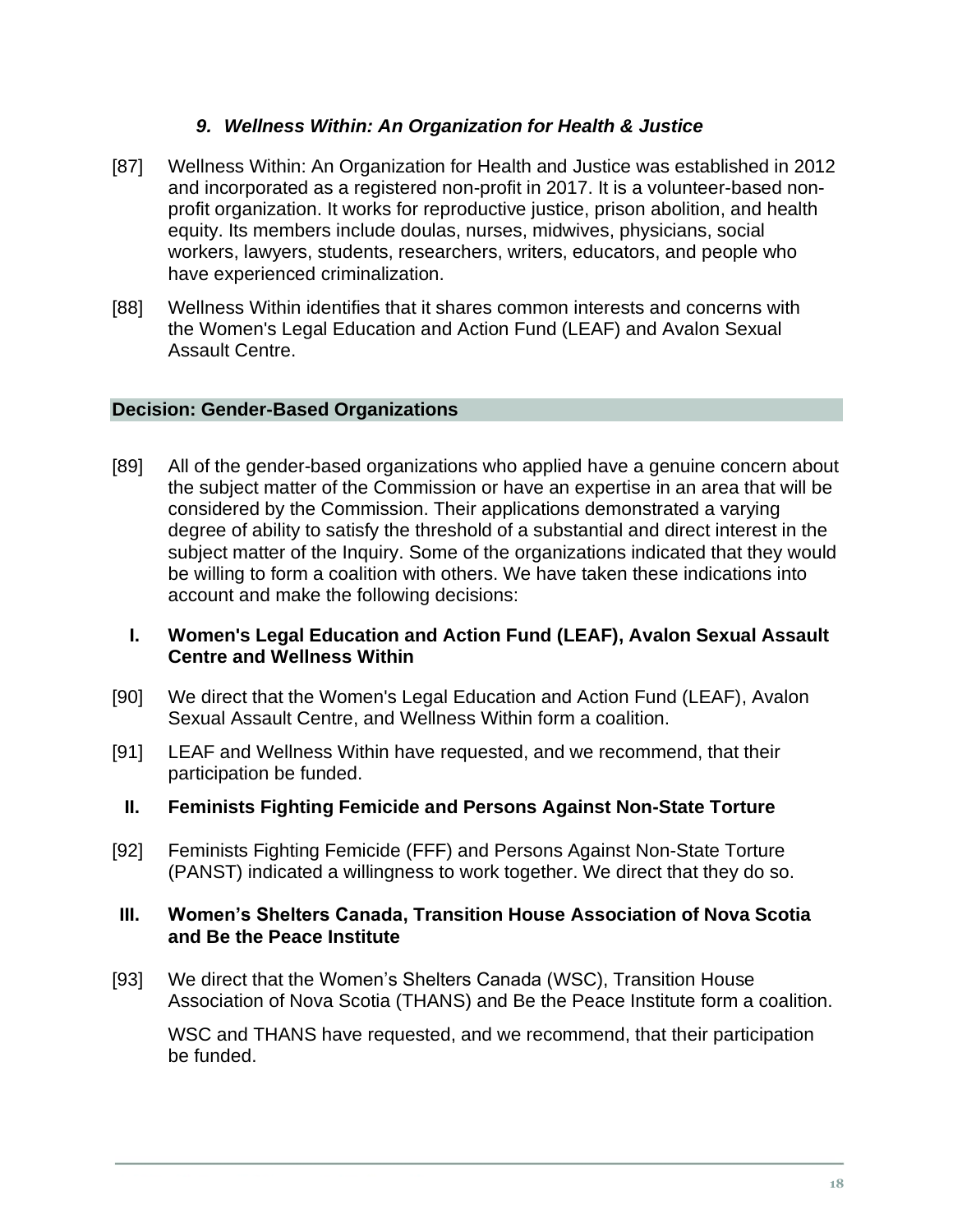### *9. Wellness Within: An Organization for Health & Justice*

[87] Wellness Within: An Organization for Health and Justice was established in 2012 and incorporated as a registered non-profit in 2017. It is a volunteer-based non-profit organization. It works for reproductive justice, prison abolition, and health equity. Its members include doulas, nurses, midwives, physicians, social workers, lawyers, students, researchers, writers, educators, and people who have experienced criminalization.

[88] Wellness Within identifies that it shares common interests and concerns with the Women's Legal Education and Action Fund (LEAF) and Avalon Sexual Assault Centre.

## Decision: Gender-Based Organizations

[89] All of the gender-based organizations who applied have a genuine concern about the subject matter of the Commission or have an expertise in an area that will be considered by the Commission. Their applications demonstrated a varying degree of ability to satisfy the threshold of a substantial and direct interest in the subject matter of the Inquiry. Some of the organizations indicated that they would be willing to form a coalition with others. We have taken these indications into account and make the following decisions:

### I. Women's Legal Education and Action Fund (LEAF), Avalon Sexual Assault Centre and Wellness Within

[90] We direct that the Women's Legal Education and Action Fund (LEAF), Avalon Sexual Assault Centre, and Wellness Within form a coalition.

[91] LEAF and Wellness Within have requested, and we recommend, that their participation be funded.

### II. Feminists Fighting Femicide and Persons Against Non-State Torture

[92] Feminists Fighting Femicide (FFF) and Persons Against Non-State Torture (PANST) indicated a willingness to work together. We direct that they do so.

### III. Women's Shelters Canada, Transition House Association of Nova Scotia and Be the Peace Institute

[93] We direct that the Women's Shelters Canada (WSC), Transition House Association of Nova Scotia (THANS) and Be the Peace Institute form a coalition.

WSC and THANS have requested, and we recommend, that their participation be funded.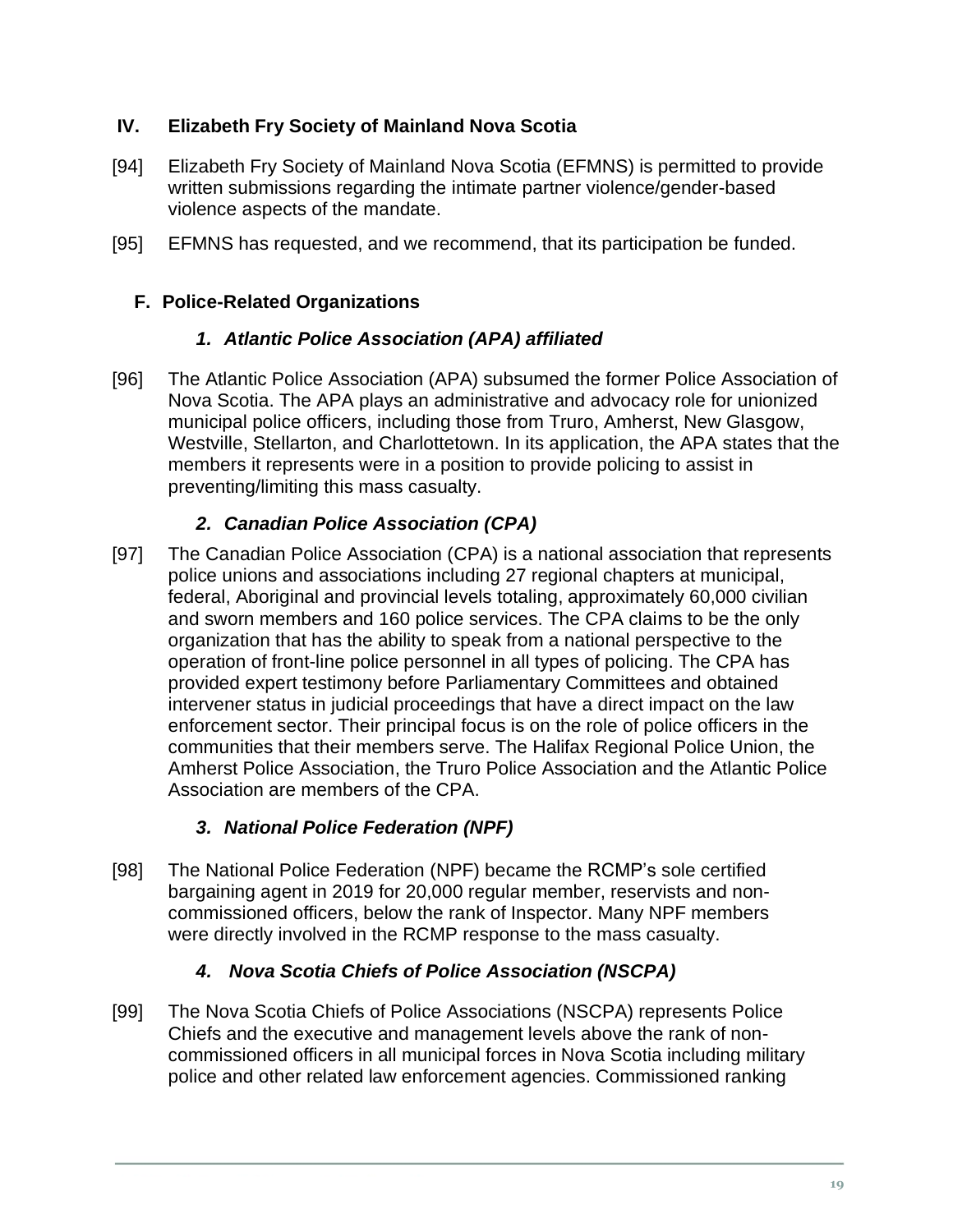## IV. Elizabeth Fry Society of Mainland Nova Scotia

[94] Elizabeth Fry Society of Mainland Nova Scotia (EFMNS) is permitted to provide written submissions regarding the intimate partner violence/gender-based violence aspects of the mandate.

[95] EFMNS has requested, and we recommend, that its participation be funded.

### F. Police-Related Organizations

#### *1. Atlantic Police Association (APA) affiliated*

[96] The Atlantic Police Association (APA) subsumed the former Police Association of Nova Scotia. The APA plays an administrative and advocacy role for unionized municipal police officers, including those from Truro, Amherst, New Glasgow, Westville, Stellarton, and Charlottetown. In its application, the APA states that the members it represents were in a position to provide policing to assist in preventing/limiting this mass casualty.

#### *2. Canadian Police Association (CPA)*

[97] The Canadian Police Association (CPA) is a national association that represents police unions and associations including 27 regional chapters at municipal, federal, Aboriginal and provincial levels totaling, approximately 60,000 civilian and sworn members and 160 police services. The CPA claims to be the only organization that has the ability to speak from a national perspective to the operation of front-line police personnel in all types of policing. The CPA has provided expert testimony before Parliamentary Committees and obtained intervener status in judicial proceedings that have a direct impact on the law enforcement sector. Their principal focus is on the role of police officers in the communities that their members serve. The Halifax Regional Police Union, the Amherst Police Association, the Truro Police Association and the Atlantic Police Association are members of the CPA.

#### *3. National Police Federation (NPF)*

[98] The National Police Federation (NPF) became the RCMP's sole certified bargaining agent in 2019 for 20,000 regular member, reservists and non-commissioned officers, below the rank of Inspector. Many NPF members were directly involved in the RCMP response to the mass casualty.

#### *4. Nova Scotia Chiefs of Police Association (NSCPA)*

[99] The Nova Scotia Chiefs of Police Associations (NSCPA) represents Police Chiefs and the executive and management levels above the rank of non-commissioned officers in all municipal forces in Nova Scotia including military police and other related law enforcement agencies. Commissioned ranking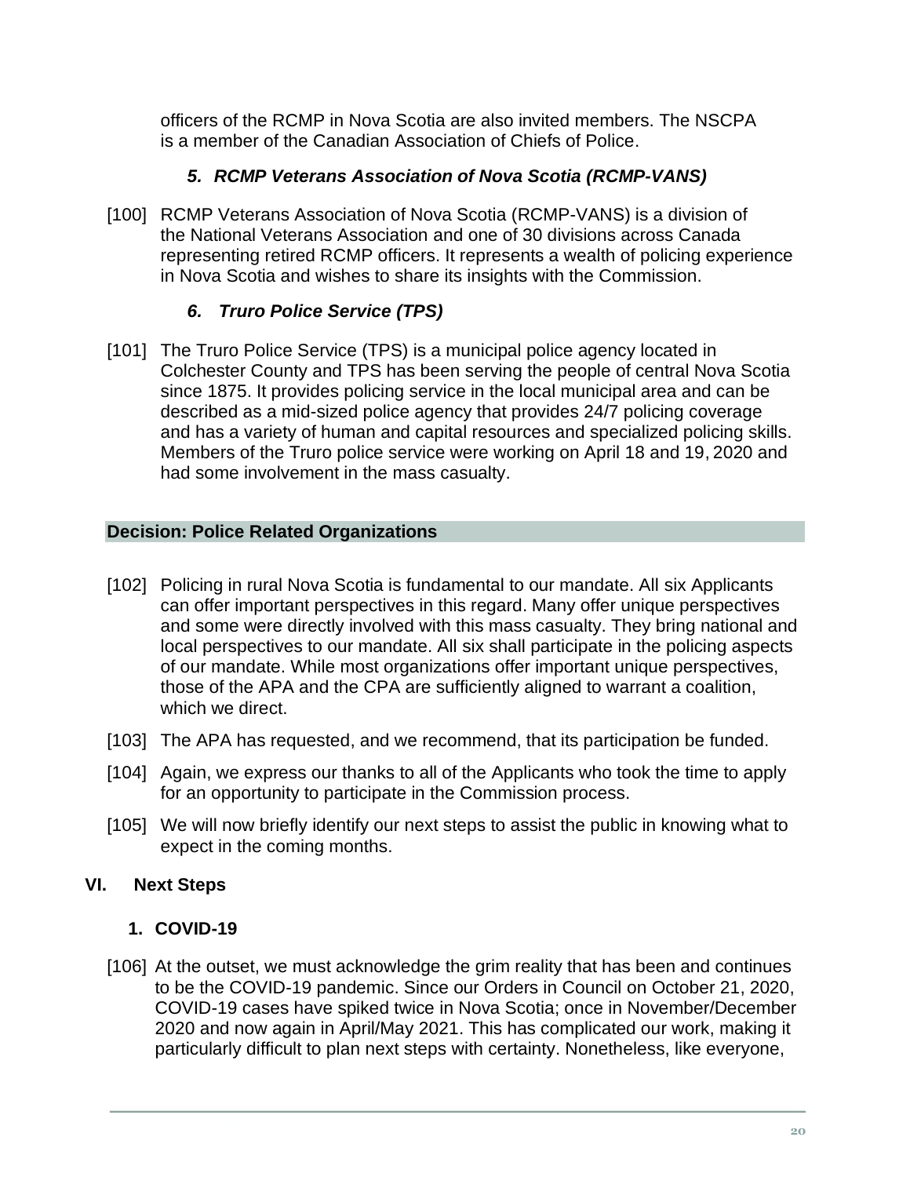officers of the RCMP in Nova Scotia are also invited members. The NSCPA is a member of the Canadian Association of Chiefs of Police.

### *5. RCMP Veterans Association of Nova Scotia (RCMP-VANS)*

[100] RCMP Veterans Association of Nova Scotia (RCMP-VANS) is a division of the National Veterans Association and one of 30 divisions across Canada representing retired RCMP officers. It represents a wealth of policing experience in Nova Scotia and wishes to share its insights with the Commission.

### *6. Truro Police Service (TPS)*

[101] The Truro Police Service (TPS) is a municipal police agency located in Colchester County and TPS has been serving the people of central Nova Scotia since 1875. It provides policing service in the local municipal area and can be described as a mid-sized police agency that provides 24/7 policing coverage and has a variety of human and capital resources and specialized policing skills. Members of the Truro police service were working on April 18 and 19, 2020 and had some involvement in the mass casualty.

### Decision: Police Related Organizations

[102] Policing in rural Nova Scotia is fundamental to our mandate. All six Applicants can offer important perspectives in this regard. Many offer unique perspectives and some were directly involved with this mass casualty. They bring national and local perspectives to our mandate. All six shall participate in the policing aspects of our mandate. While most organizations offer important unique perspectives, those of the APA and the CPA are sufficiently aligned to warrant a coalition, which we direct.

[103] The APA has requested, and we recommend, that its participation be funded.

[104] Again, we express our thanks to all of the Applicants who took the time to apply for an opportunity to participate in the Commission process.

[105] We will now briefly identify our next steps to assist the public in knowing what to expect in the coming months.

## VI. Next Steps

### 1. COVID-19

[106] At the outset, we must acknowledge the grim reality that has been and continues to be the COVID-19 pandemic. Since our Orders in Council on October 21, 2020, COVID-19 cases have spiked twice in Nova Scotia; once in November/December 2020 and now again in April/May 2021. This has complicated our work, making it particularly difficult to plan next steps with certainty. Nonetheless, like everyone,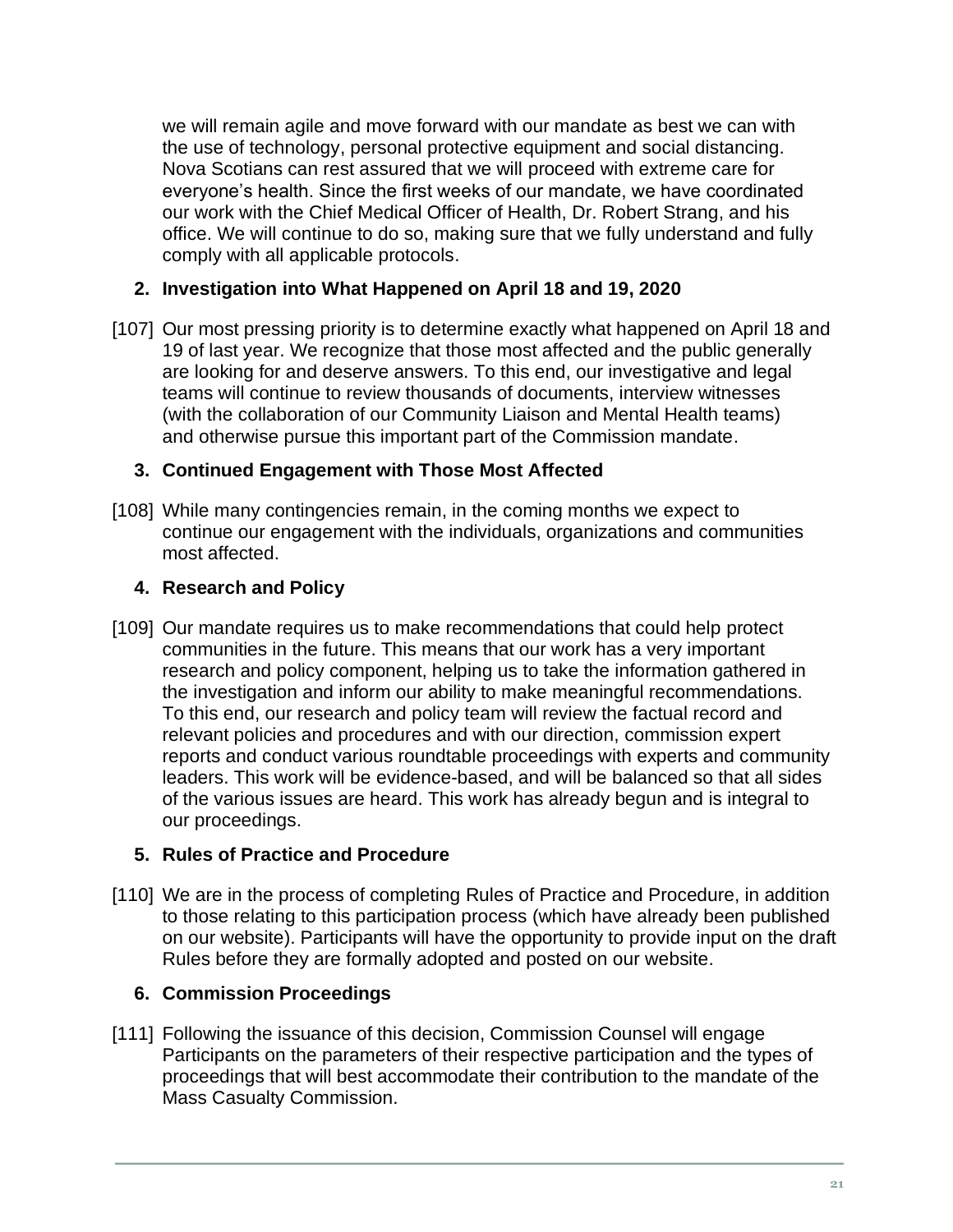we will remain agile and move forward with our mandate as best we can with the use of technology, personal protective equipment and social distancing. Nova Scotians can rest assured that we will proceed with extreme care for everyone's health. Since the first weeks of our mandate, we have coordinated our work with the Chief Medical Officer of Health, Dr. Robert Strang, and his office. We will continue to do so, making sure that we fully understand and fully comply with all applicable protocols.

### 2. Investigation into What Happened on April 18 and 19, 2020

[107] Our most pressing priority is to determine exactly what happened on April 18 and 19 of last year. We recognize that those most affected and the public generally are looking for and deserve answers. To this end, our investigative and legal teams will continue to review thousands of documents, interview witnesses (with the collaboration of our Community Liaison and Mental Health teams) and otherwise pursue this important part of the Commission mandate.

### 3. Continued Engagement with Those Most Affected

[108] While many contingencies remain, in the coming months we expect to continue our engagement with the individuals, organizations and communities most affected.

### 4. Research and Policy

[109] Our mandate requires us to make recommendations that could help protect communities in the future. This means that our work has a very important research and policy component, helping us to take the information gathered in the investigation and inform our ability to make meaningful recommendations. To this end, our research and policy team will review the factual record and relevant policies and procedures and with our direction, commission expert reports and conduct various roundtable proceedings with experts and community leaders. This work will be evidence-based, and will be balanced so that all sides of the various issues are heard. This work has already begun and is integral to our proceedings.

### 5. Rules of Practice and Procedure

[110] We are in the process of completing Rules of Practice and Procedure, in addition to those relating to this participation process (which have already been published on our website). Participants will have the opportunity to provide input on the draft Rules before they are formally adopted and posted on our website.

### 6. Commission Proceedings

[111] Following the issuance of this decision, Commission Counsel will engage Participants on the parameters of their respective participation and the types of proceedings that will best accommodate their contribution to the mandate of the Mass Casualty Commission.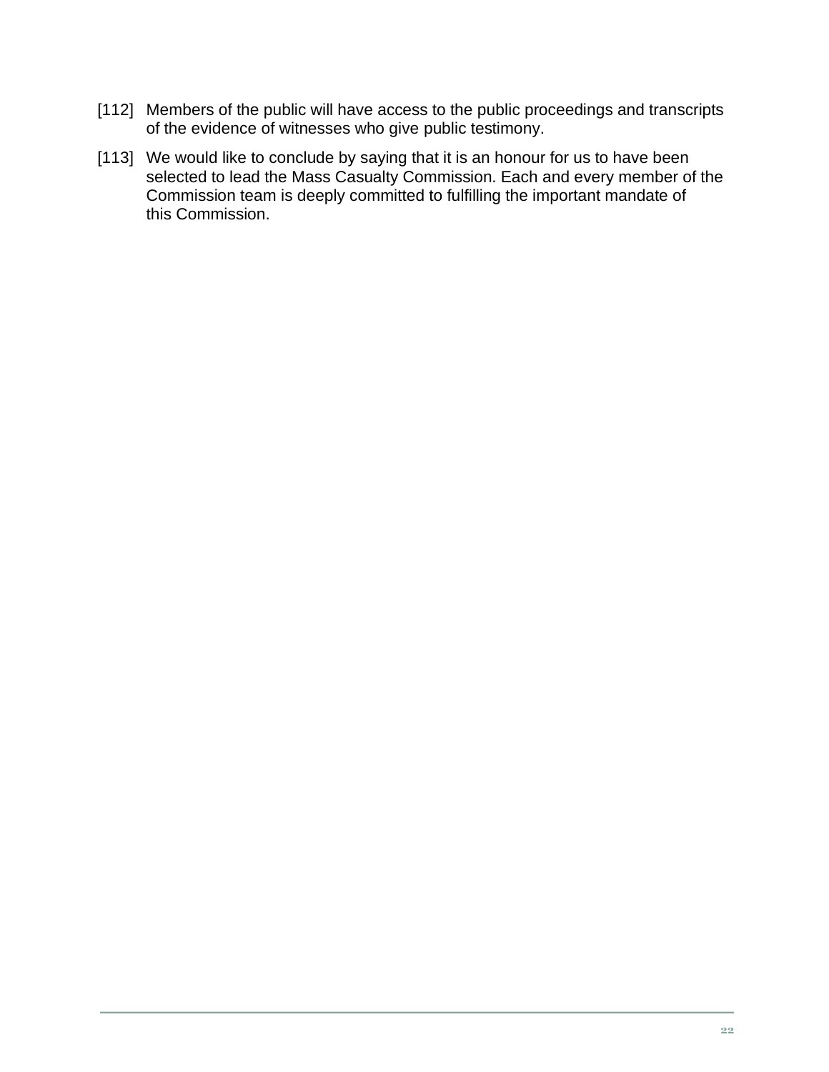[112] Members of the public will have access to the public proceedings and transcripts of the evidence of witnesses who give public testimony.

[113] We would like to conclude by saying that it is an honour for us to have been selected to lead the Mass Casualty Commission. Each and every member of the Commission team is deeply committed to fulfilling the important mandate of this Commission.